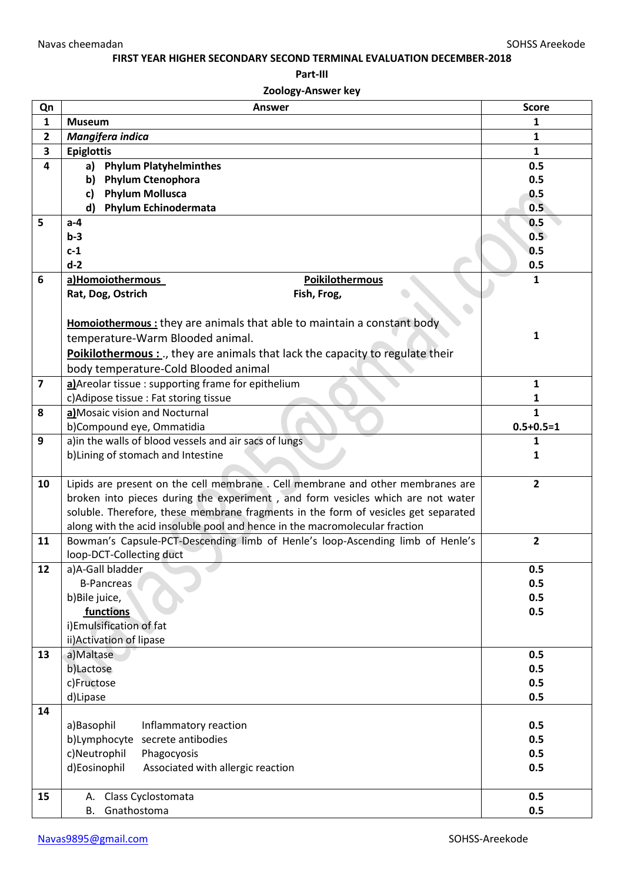**FIRST YEAR HIGHER SECONDARY SECOND TERMINAL EVALUATION DECEMBER-2018**

**Part-III**

**Zoology-Answer key**

| Qn | Answer | Score |
|---|---|---|
| **1** | **Museum** | **1** |
| **2** | ***Mangifera indica*** | **1** |
| **3** | **Epiglottis** | **1** |
| **4** | **a) Phylum Platyhelminthes**<br>**b) Phylum Ctenophora**<br>**c) Phylum Mollusca**<br>**d) Phylum Echinodermata** | **0.5**<br>**0.5**<br>**0.5**<br>**0.5** |
| **5** | **a-4**<br>**b-3**<br>**c-1**<br>**d-2** | **0.5**<br>**0.5**<br>**0.5**<br>**0.5** |
| **6** | **a)Homoiothermous** — **Poikilothermous**<br>**Rat, Dog, Ostrich** — **Fish, Frog,**<br><br>**Homoiothermous :** they are animals that able to maintain a constant body temperature-Warm Blooded animal.<br>**Poikilothermous :** ., they are animals that lack the capacity to regulate their body temperature-Cold Blooded animal | **1**<br><br><br>**1** |
| **7** | **a)**Areolar tissue : supporting frame for epithelium<br>c)Adipose tissue : Fat storing tissue | **1**<br>**1** |
| **8** | **a)**Mosaic vision and Nocturnal<br>b)Compound eye, Ommatidia | **1**<br>**0.5+0.5=1** |
| **9** | a)in the walls of blood vessels and air sacs of lungs<br>b)Lining of stomach and Intestine | **1**<br>**1** |
| **10** | Lipids are present on the cell membrane . Cell membrane and other membranes are broken into pieces during the experiment , and form vesicles which are not water soluble. Therefore, these membrane fragments in the form of vesicles get separated along with the acid insoluble pool and hence in the macromolecular fraction | **2** |
| **11** | Bowman's Capsule-PCT-Descending limb of Henle's loop-Ascending limb of Henle's loop-DCT-Collecting duct | **2** |
| **12** | a)A-Gall bladder<br>B-Pancreas<br>b)Bile juice,<br>**functions**<br>i)Emulsification of fat<br>ii)Activation of lipase | **0.5**<br>**0.5**<br>**0.5**<br>**0.5** |
| **13** | a)Maltase<br>b)Lactose<br>c)Fructose<br>d)Lipase | **0.5**<br>**0.5**<br>**0.5**<br>**0.5** |
| **14** | a)Basophil — Inflammatory reaction<br>b)Lymphocyte — secrete antibodies<br>c)Neutrophil — Phagocyosis<br>d)Eosinophil — Associated with allergic reaction | **0.5**<br>**0.5**<br>**0.5**<br>**0.5** |
| **15** | A. Class Cyclostomata<br>B. Gnathostoma | **0.5**<br>**0.5** |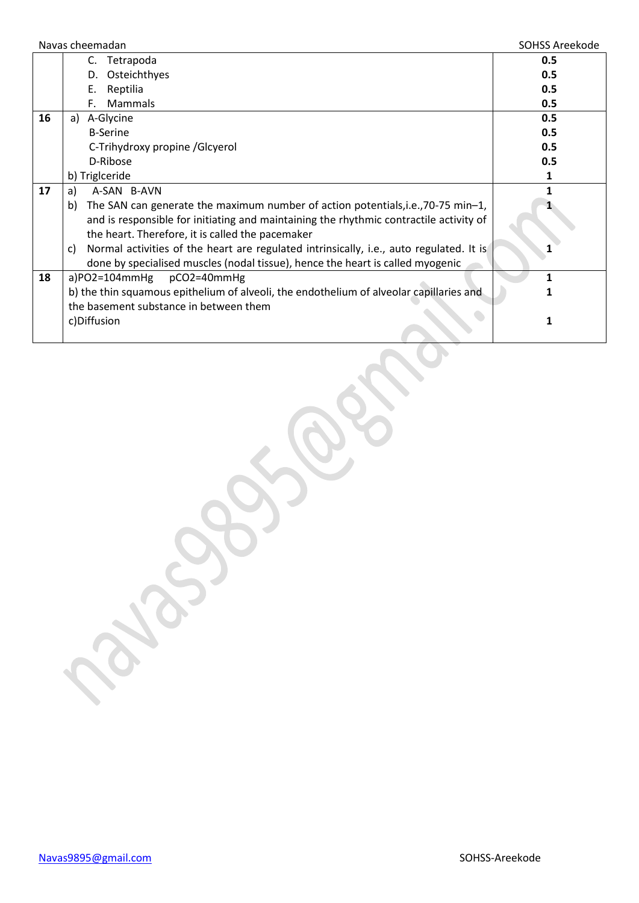| | | |
|---|---|---|
| | C. Tetrapoda | 0.5 |
| | D. Osteichthyes | 0.5 |
| | E. Reptilia | 0.5 |
| | F. Mammals | 0.5 |
| **16** | a) A-Glycine | 0.5 |
| | B-Serine | 0.5 |
| | C-Trihydroxy propine /Glcyerol | 0.5 |
| | D-Ribose | 0.5 |
| | b) Triglceride | 1 |
| **17** | a) A-SAN B-AVN | 1 |
| | b) The SAN can generate the maximum number of action potentials,i.e.,70-75 $min^{-1}$, and is responsible for initiating and maintaining the rhythmic contractile activity of the heart. Therefore, it is called the pacemaker | 1 |
| | c) Normal activities of the heart are regulated intrinsically, i.e., auto regulated. It is done by specialised muscles (nodal tissue), hence the heart is called myogenic | 1 |
| **18** | a)$PO_2$=104mmHg $pCO_2$=40mmHg | 1 |
| | b) the thin squamous epithelium of alveoli, the endothelium of alveolar capillaries and the basement substance in between them | 1 |
| | c)Diffusion | 1 |